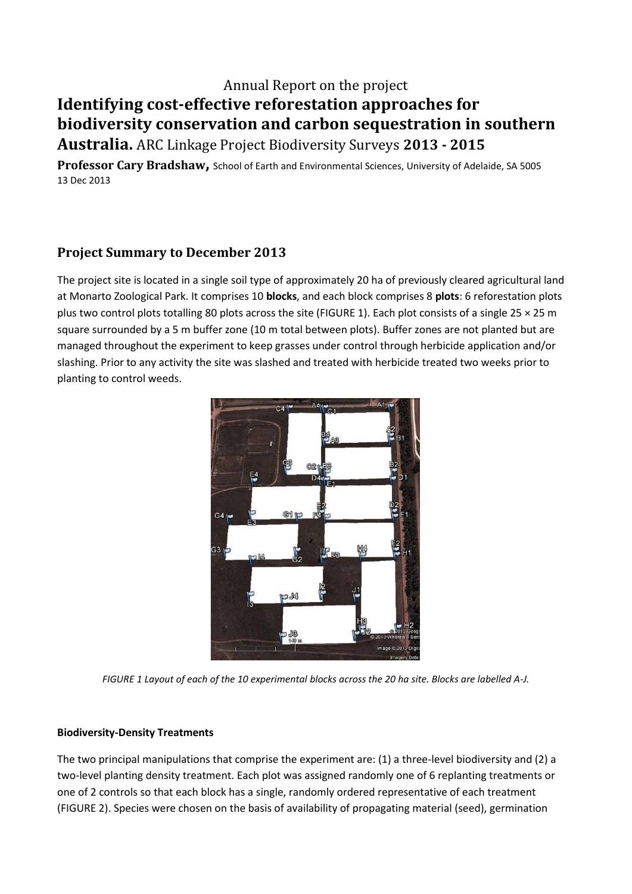Annual Report on the project

# Identifying cost-effective reforestation approaches for biodiversity conservation and carbon sequestration in southern Australia. ARC Linkage Project Biodiversity Surveys 2013 - 2015

**Professor Cary Bradshaw,** School of Earth and Environmental Sciences, University of Adelaide, SA 5005
13 Dec 2013

## Project Summary to December 2013

The project site is located in a single soil type of approximately 20 ha of previously cleared agricultural land at Monarto Zoological Park. It comprises 10 **blocks**, and each block comprises 8 **plots**: 6 reforestation plots plus two control plots totalling 80 plots across the site (FIGURE 1). Each plot consists of a single 25 × 25 m square surrounded by a 5 m buffer zone (10 m total between plots). Buffer zones are not planted but are managed throughout the experiment to keep grasses under control through herbicide application and/or slashing. Prior to any activity the site was slashed and treated with herbicide treated two weeks prior to planting to control weeds.

*FIGURE 1 Layout of each of the 10 experimental blocks across the 20 ha site. Blocks are labelled A-J.*

**Biodiversity-Density Treatments**

The two principal manipulations that comprise the experiment are: (1) a three-level biodiversity and (2) a two-level planting density treatment. Each plot was assigned randomly one of 6 replanting treatments or one of 2 controls so that each block has a single, randomly ordered representative of each treatment (FIGURE 2). Species were chosen on the basis of availability of propagating material (seed), germination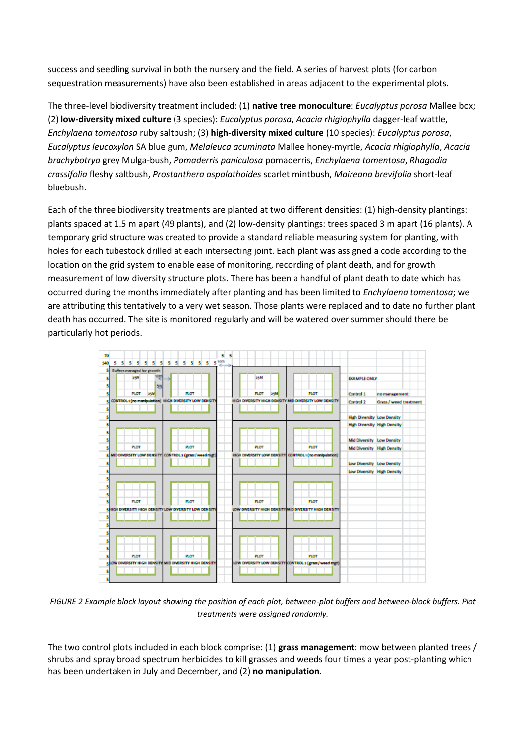success and seedling survival in both the nursery and the field. A series of harvest plots (for carbon sequestration measurements) have also been established in areas adjacent to the experimental plots.

The three-level biodiversity treatment included: (1) **native tree monoculture**: *Eucalyptus porosa* Mallee box; (2) **low-diversity mixed culture** (3 species): *Eucalyptus porosa*, *Acacia rhigiophylla* dagger-leaf wattle, *Enchylaena tomentosa* ruby saltbush; (3) **high-diversity mixed culture** (10 species): *Eucalyptus porosa*, *Eucalyptus leucoxylon* SA blue gum, *Melaleuca acuminata* Mallee honey-myrtle, *Acacia rhigiophylla*, *Acacia brachybotrya* grey Mulga-bush, *Pomaderris paniculosa* pomaderris, *Enchylaena tomentosa*, *Rhagodia crassifolia* fleshy saltbush, *Prostanthera aspalathoides* scarlet mintbush, *Maireana brevifolia* short-leaf bluebush.

Each of the three biodiversity treatments are planted at two different densities: (1) high-density plantings: plants spaced at 1.5 m apart (49 plants), and (2) low-density plantings: trees spaced 3 m apart (16 plants). A temporary grid structure was created to provide a standard reliable measuring system for planting, with holes for each tubestock drilled at each intersecting joint. Each plant was assigned a code according to the location on the grid system to enable ease of monitoring, recording of plant death, and for growth measurement of low diversity structure plots. There has been a handful of plant death to date which has occurred during the months immediately after planting and has been limited to *Enchylaena tomentosa*; we are attributing this tentatively to a very wet season. Those plants were replaced and to date no further plant death has occurred. The site is monitored regularly and will be watered over summer should there be particularly hot periods.

*FIGURE 2 Example block layout showing the position of each plot, between-plot buffers and between-block buffers. Plot treatments were assigned randomly.*

The two control plots included in each block comprise: (1) **grass management**: mow between planted trees / shrubs and spray broad spectrum herbicides to kill grasses and weeds four times a year post-planting which has been undertaken in July and December, and (2) **no manipulation**.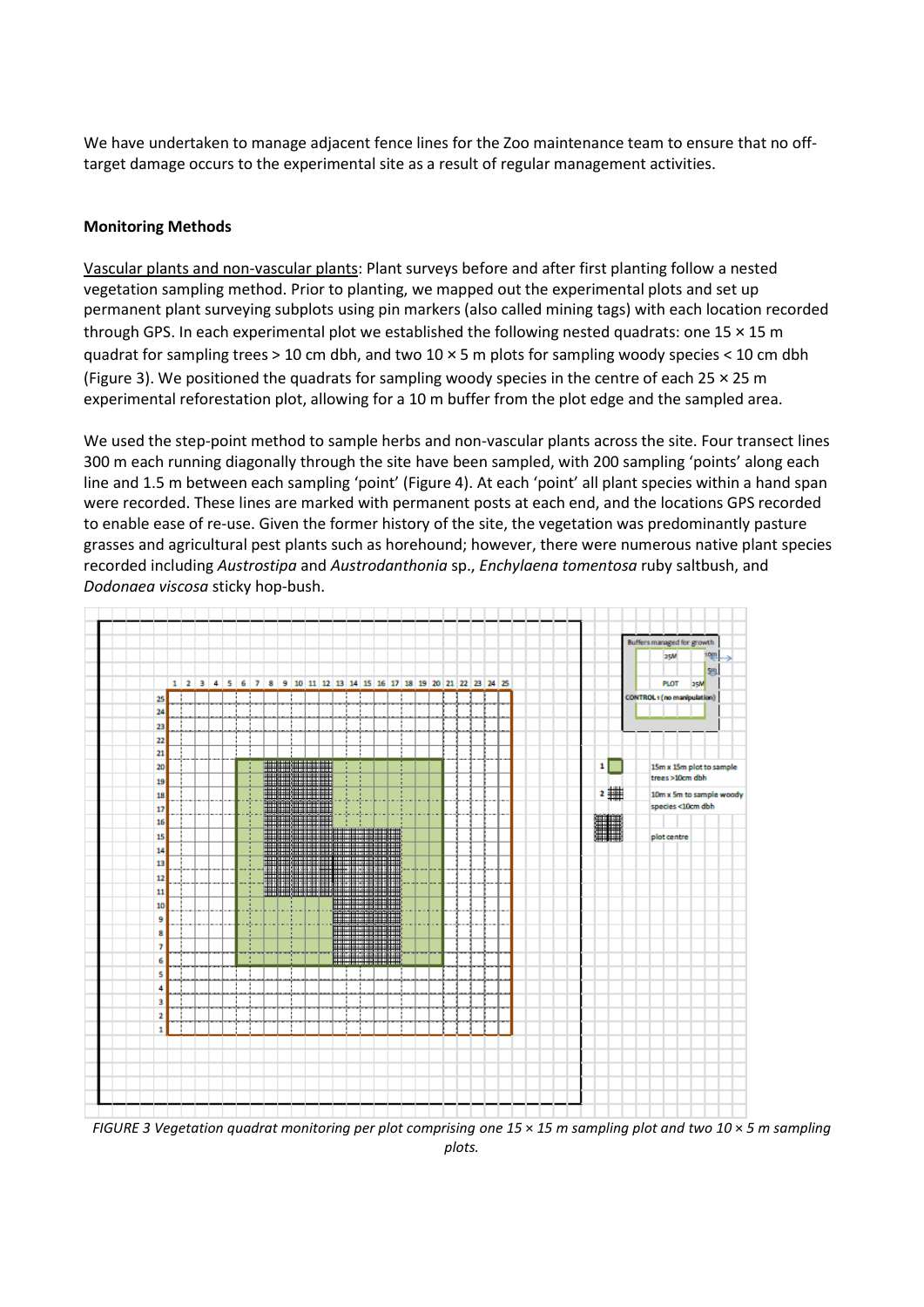We have undertaken to manage adjacent fence lines for the Zoo maintenance team to ensure that no off-target damage occurs to the experimental site as a result of regular management activities.

**Monitoring Methods**

Vascular plants and non-vascular plants: Plant surveys before and after first planting follow a nested vegetation sampling method. Prior to planting, we mapped out the experimental plots and set up permanent plant surveying subplots using pin markers (also called mining tags) with each location recorded through GPS. In each experimental plot we established the following nested quadrats: one 15 × 15 m quadrat for sampling trees > 10 cm dbh, and two 10 × 5 m plots for sampling woody species < 10 cm dbh (Figure 3). We positioned the quadrats for sampling woody species in the centre of each 25 × 25 m experimental reforestation plot, allowing for a 10 m buffer from the plot edge and the sampled area.

We used the step-point method to sample herbs and non-vascular plants across the site. Four transect lines 300 m each running diagonally through the site have been sampled, with 200 sampling 'points' along each line and 1.5 m between each sampling 'point' (Figure 4). At each 'point' all plant species within a hand span were recorded. These lines are marked with permanent posts at each end, and the locations GPS recorded to enable ease of re-use. Given the former history of the site, the vegetation was predominantly pasture grasses and agricultural pest plants such as horehound; however, there were numerous native plant species recorded including *Austrostipa* and *Austrodanthonia* sp., *Enchylaena tomentosa* ruby saltbush, and *Dodonaea viscosa* sticky hop-bush.

*FIGURE 3 Vegetation quadrat monitoring per plot comprising one 15 × 15 m sampling plot and two 10 × 5 m sampling plots.*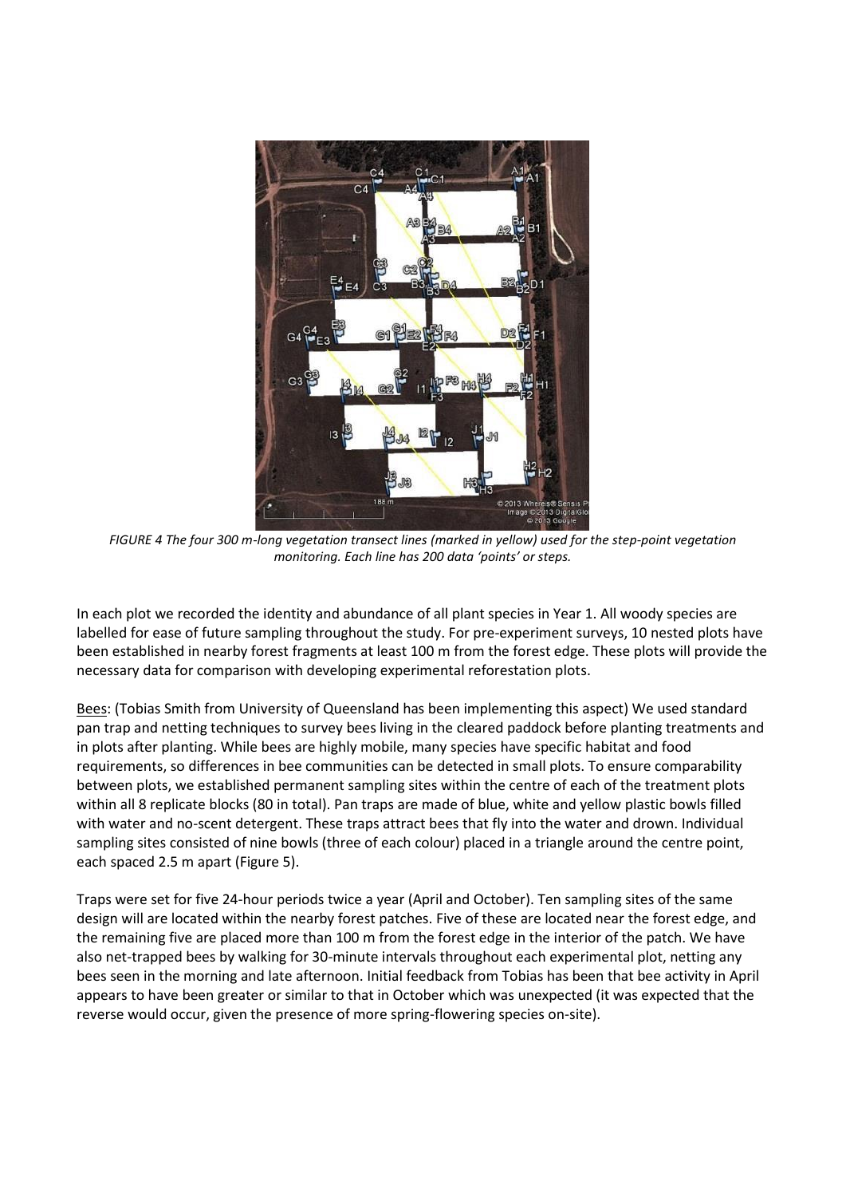*FIGURE 4 The four 300 m-long vegetation transect lines (marked in yellow) used for the step-point vegetation monitoring. Each line has 200 data 'points' or steps.*

In each plot we recorded the identity and abundance of all plant species in Year 1. All woody species are labelled for ease of future sampling throughout the study. For pre-experiment surveys, 10 nested plots have been established in nearby forest fragments at least 100 m from the forest edge. These plots will provide the necessary data for comparison with developing experimental reforestation plots.

Bees: (Tobias Smith from University of Queensland has been implementing this aspect) We used standard pan trap and netting techniques to survey bees living in the cleared paddock before planting treatments and in plots after planting. While bees are highly mobile, many species have specific habitat and food requirements, so differences in bee communities can be detected in small plots. To ensure comparability between plots, we established permanent sampling sites within the centre of each of the treatment plots within all 8 replicate blocks (80 in total). Pan traps are made of blue, white and yellow plastic bowls filled with water and no-scent detergent. These traps attract bees that fly into the water and drown. Individual sampling sites consisted of nine bowls (three of each colour) placed in a triangle around the centre point, each spaced 2.5 m apart (Figure 5).

Traps were set for five 24-hour periods twice a year (April and October). Ten sampling sites of the same design will are located within the nearby forest patches. Five of these are located near the forest edge, and the remaining five are placed more than 100 m from the forest edge in the interior of the patch. We have also net-trapped bees by walking for 30-minute intervals throughout each experimental plot, netting any bees seen in the morning and late afternoon. Initial feedback from Tobias has been that bee activity in April appears to have been greater or similar to that in October which was unexpected (it was expected that the reverse would occur, given the presence of more spring-flowering species on-site).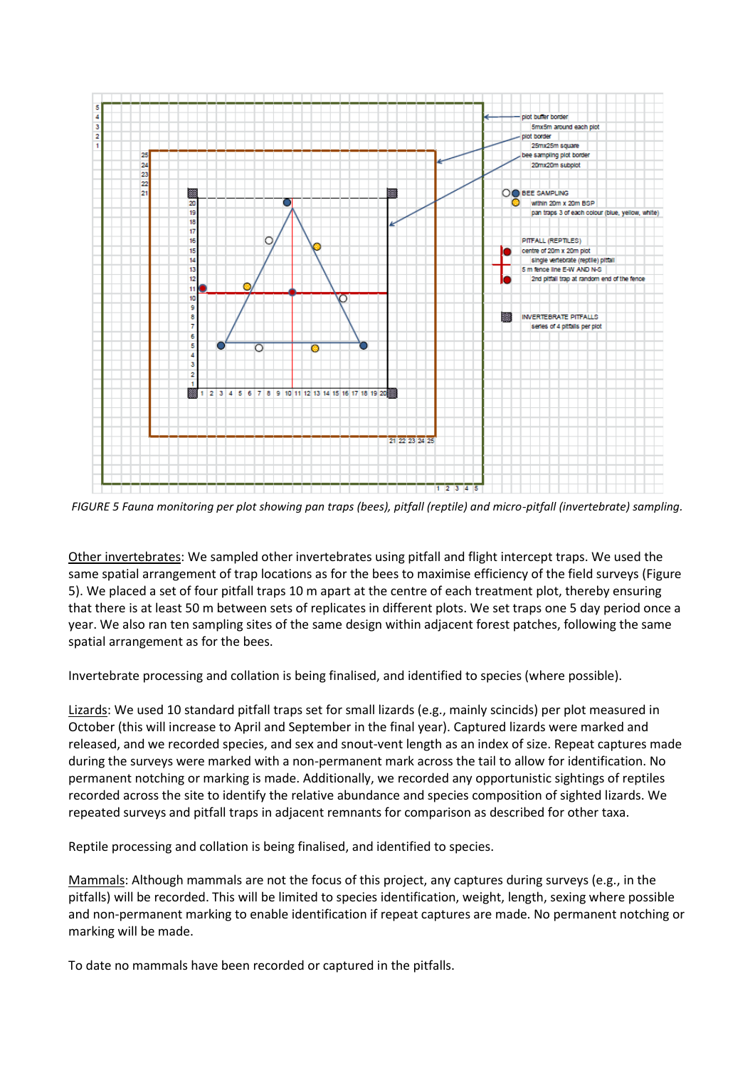*FIGURE 5 Fauna monitoring per plot showing pan traps (bees), pitfall (reptile) and micro-pitfall (invertebrate) sampling.*

Other invertebrates: We sampled other invertebrates using pitfall and flight intercept traps. We used the same spatial arrangement of trap locations as for the bees to maximise efficiency of the field surveys (Figure 5). We placed a set of four pitfall traps 10 m apart at the centre of each treatment plot, thereby ensuring that there is at least 50 m between sets of replicates in different plots. We set traps one 5 day period once a year. We also ran ten sampling sites of the same design within adjacent forest patches, following the same spatial arrangement as for the bees.

Invertebrate processing and collation is being finalised, and identified to species (where possible).

Lizards: We used 10 standard pitfall traps set for small lizards (e.g., mainly scincids) per plot measured in October (this will increase to April and September in the final year). Captured lizards were marked and released, and we recorded species, and sex and snout-vent length as an index of size. Repeat captures made during the surveys were marked with a non-permanent mark across the tail to allow for identification. No permanent notching or marking is made. Additionally, we recorded any opportunistic sightings of reptiles recorded across the site to identify the relative abundance and species composition of sighted lizards. We repeated surveys and pitfall traps in adjacent remnants for comparison as described for other taxa.

Reptile processing and collation is being finalised, and identified to species.

Mammals: Although mammals are not the focus of this project, any captures during surveys (e.g., in the pitfalls) will be recorded. This will be limited to species identification, weight, length, sexing where possible and non-permanent marking to enable identification if repeat captures are made. No permanent notching or marking will be made.

To date no mammals have been recorded or captured in the pitfalls.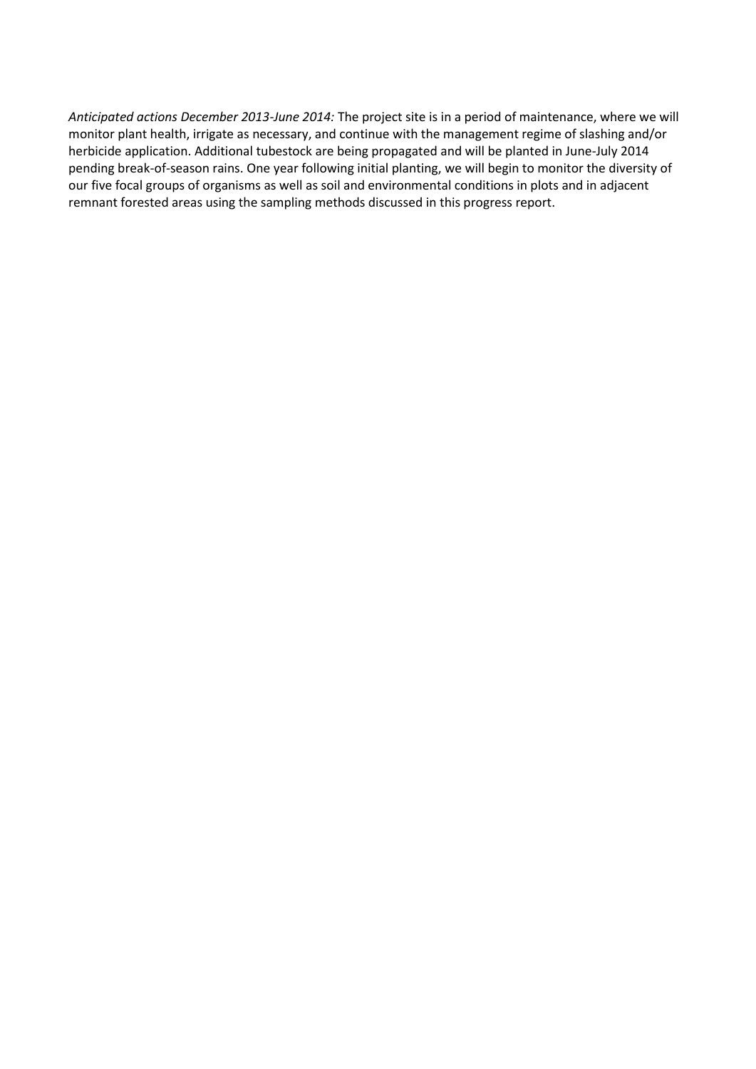*Anticipated actions December 2013-June 2014:* The project site is in a period of maintenance, where we will monitor plant health, irrigate as necessary, and continue with the management regime of slashing and/or herbicide application. Additional tubestock are being propagated and will be planted in June-July 2014 pending break-of-season rains. One year following initial planting, we will begin to monitor the diversity of our five focal groups of organisms as well as soil and environmental conditions in plots and in adjacent remnant forested areas using the sampling methods discussed in this progress report.